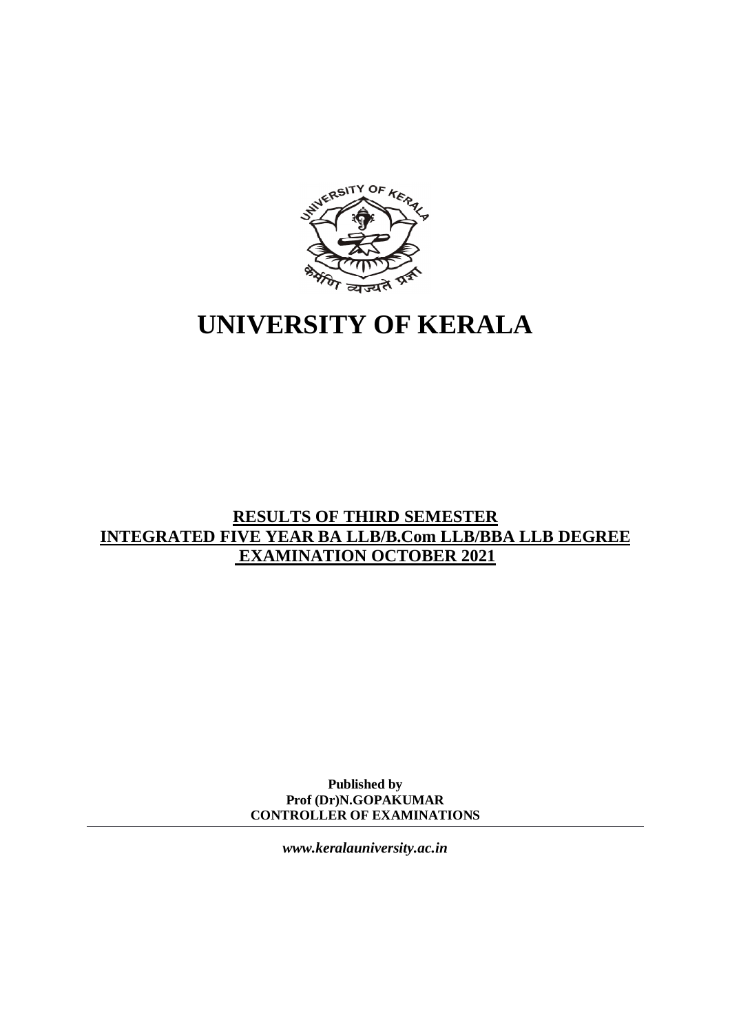# UNIVERSITY OF KERALA

## RESULTS OF THIRD SEMESTER INTEGRATED FIVE YEAR BA LLB/B.Com LLB/BBA LLB DEGREE EXAMINATION OCTOBER 2021

**Published by**
**Prof (Dr)N.GOPAKUMAR**
**CONTROLLER OF EXAMINATIONS**

***www.keralauniversity.ac.in***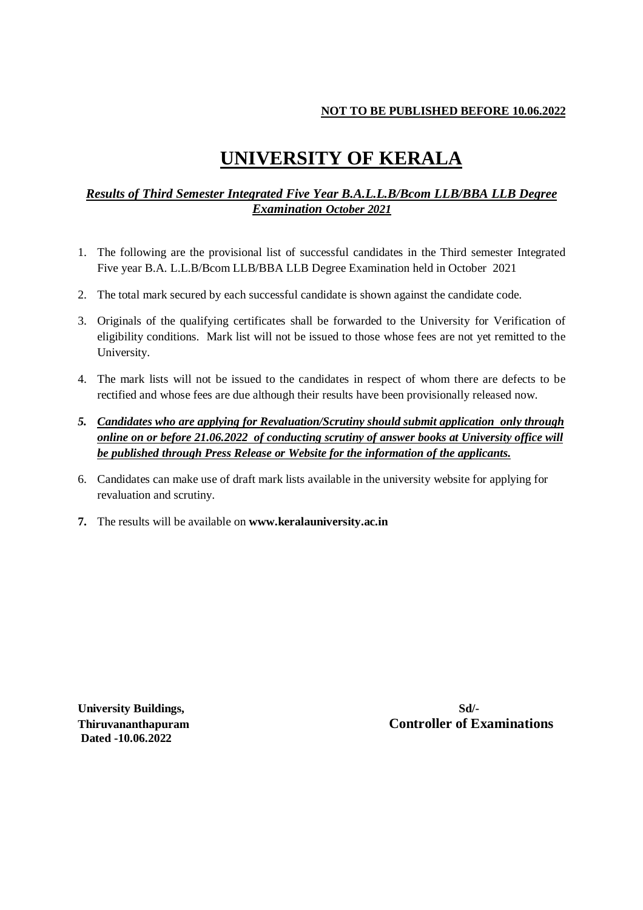**NOT TO BE PUBLISHED BEFORE 10.06.2022**

# UNIVERSITY OF KERALA

***Results of Third Semester Integrated Five Year B.A.L.L.B/Bcom LLB/BBA LLB Degree Examination October 2021***

1. The following are the provisional list of successful candidates in the Third semester Integrated Five year B.A. L.L.B/Bcom LLB/BBA LLB Degree Examination held in October 2021

2. The total mark secured by each successful candidate is shown against the candidate code.

3. Originals of the qualifying certificates shall be forwarded to the University for Verification of eligibility conditions. Mark list will not be issued to those whose fees are not yet remitted to the University.

4. The mark lists will not be issued to the candidates in respect of whom there are defects to be rectified and whose fees are due although their results have been provisionally released now.

5. ***Candidates who are applying for Revaluation/Scrutiny should submit application only through online on or before 21.06.2022 of conducting scrutiny of answer books at University office will be published through Press Release or Website for the information of the applicants.***

6. Candidates can make use of draft mark lists available in the university website for applying for revaluation and scrutiny.

7. The results will be available on **www.keralauniversity.ac.in**

**University Buildings,**
**Thiruvananthapuram**
**Dated -10.06.2022**

**Sd/-**
**Controller of Examinations**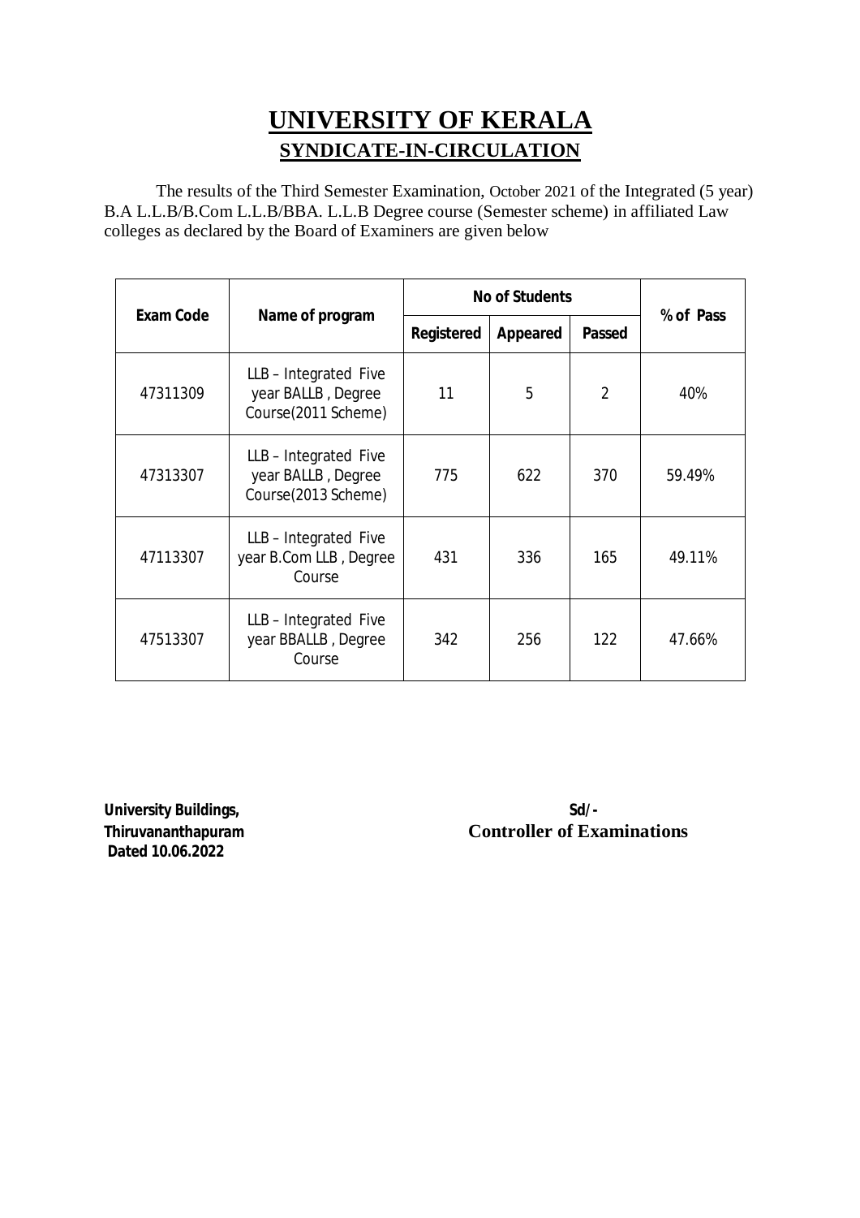# UNIVERSITY OF KERALA

## SYNDICATE-IN-CIRCULATION

The results of the Third Semester Examination, October 2021 of the Integrated (5 year) B.A L.L.B/B.Com L.L.B/BBA. L.L.B Degree course (Semester scheme) in affiliated Law colleges as declared by the Board of Examiners are given below

| Exam Code | Name of program | No of Students | | | % of Pass |
|---|---|---|---|---|---|
| | | Registered | Appeared | Passed | |
| 47311309 | LLB – Integrated Five year BALLB , Degree Course(2011 Scheme) | 11 | 5 | 2 | 40% |
| 47313307 | LLB – Integrated Five year BALLB , Degree Course(2013 Scheme) | 775 | 622 | 370 | 59.49% |
| 47113307 | LLB – Integrated Five year B.Com LLB , Degree Course | 431 | 336 | 165 | 49.11% |
| 47513307 | LLB – Integrated Five year BBALLB , Degree Course | 342 | 256 | 122 | 47.66% |

**University Buildings,**
**Thiruvananthapuram**
**Dated 10.06.2022**

**Sd/-**
**Controller of Examinations**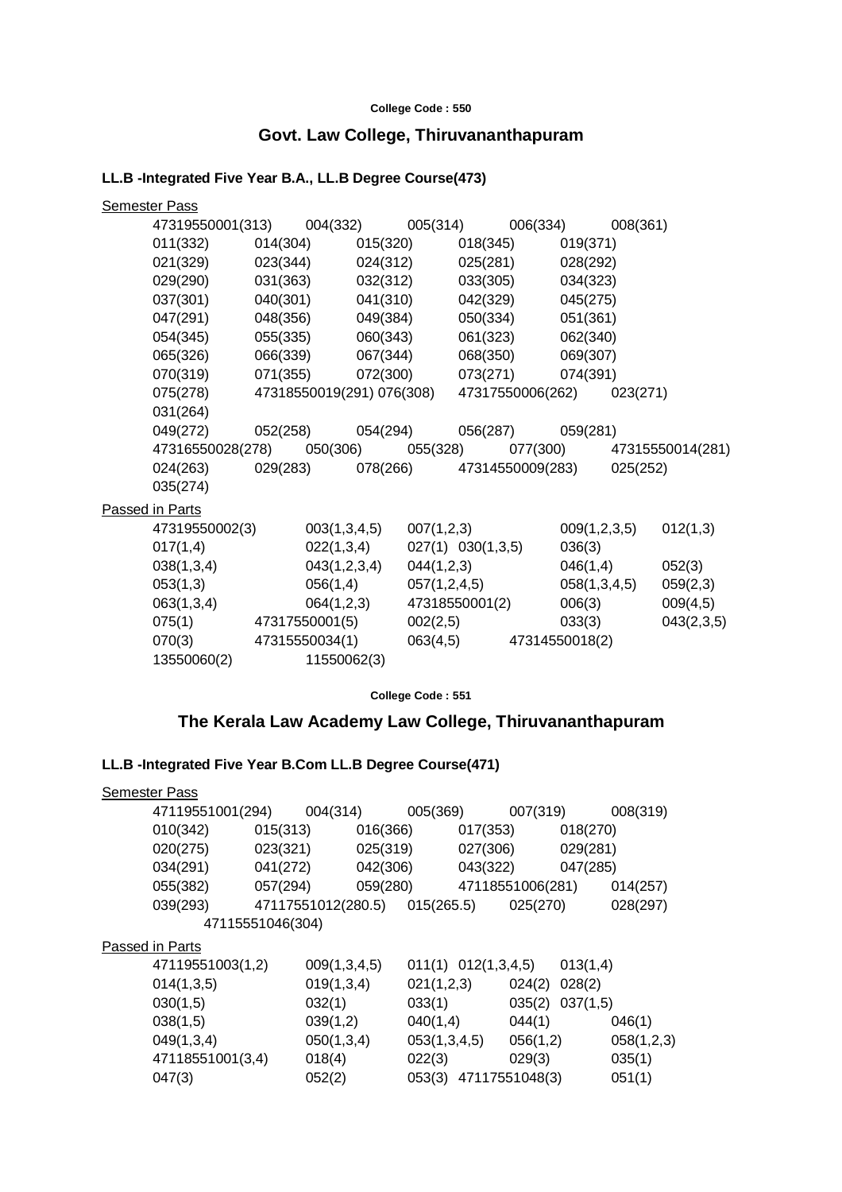College Code : 550

## Govt. Law College, Thiruvananthapuram

### LL.B -Integrated Five Year B.A., LL.B Degree Course(473)

Semester Pass

47319550001(313) 004(332) 005(314) 006(334) 008(361)
011(332) 014(304) 015(320) 018(345) 019(371)
021(329) 023(344) 024(312) 025(281) 028(292)
029(290) 031(363) 032(312) 033(305) 034(323)
037(301) 040(301) 041(310) 042(329) 045(275)
047(291) 048(356) 049(384) 050(334) 051(361)
054(345) 055(335) 060(343) 061(323) 062(340)
065(326) 066(339) 067(344) 068(350) 069(307)
070(319) 071(355) 072(300) 073(271) 074(391)
075(278) 47318550019(291) 076(308) 47317550006(262) 023(271)
031(264)
049(272) 052(258) 054(294) 056(287) 059(281)
47316550028(278) 050(306) 055(328) 077(300) 47315550014(281)
024(263) 029(283) 078(266) 47314550009(283) 025(252)
035(274)

Passed in Parts

47319550002(3) 003(1,3,4,5) 007(1,2,3) 009(1,2,3,5) 012(1,3)
017(1,4) 022(1,3,4) 027(1) 030(1,3,5) 036(3)
038(1,3,4) 043(1,2,3,4) 044(1,2,3) 046(1,4) 052(3)
053(1,3) 056(1,4) 057(1,2,4,5) 058(1,3,4,5) 059(2,3)
063(1,3,4) 064(1,2,3) 47318550001(2) 006(3) 009(4,5)
075(1) 47317550001(5) 002(2,5) 033(3) 043(2,3,5)
070(3) 47315550034(1) 063(4,5) 47314550018(2)
13550060(2) 11550062(3)

College Code : 551

## The Kerala Law Academy Law College, Thiruvananthapuram

### LL.B -Integrated Five Year B.Com LL.B Degree Course(471)

Semester Pass

47119551001(294) 004(314) 005(369) 007(319) 008(319)
010(342) 015(313) 016(366) 017(353) 018(270)
020(275) 023(321) 025(319) 027(306) 029(281)
034(291) 041(272) 042(306) 043(322) 047(285)
055(382) 057(294) 059(280) 47118551006(281) 014(257)
039(293) 47117551012(280.5) 015(265.5) 025(270) 028(297)
47115551046(304)

Passed in Parts

47119551003(1,2) 009(1,3,4,5) 011(1) 012(1,3,4,5) 013(1,4)
014(1,3,5) 019(1,3,4) 021(1,2,3) 024(2) 028(2)
030(1,5) 032(1) 033(1) 035(2) 037(1,5)
038(1,5) 039(1,2) 040(1,4) 044(1) 046(1)
049(1,3,4) 050(1,3,4) 053(1,3,4,5) 056(1,2) 058(1,2,3)
47118551001(3,4) 018(4) 022(3) 029(3) 035(1)
047(3) 052(2) 053(3) 47117551048(3) 051(1)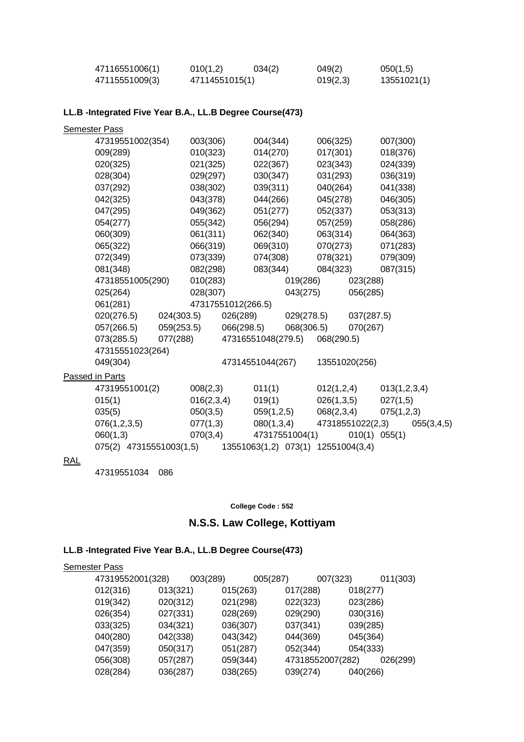47116551006(1)    010(1,2)    034(2)    049(2)    050(1,5)
47115551009(3)    47114551015(1)    019(2,3)    13551021(1)

**LL.B -Integrated Five Year B.A., LL.B Degree Course(473)**

Semester Pass

47319551002(354)    003(306)    004(344)    006(325)    007(300)
009(289)    010(323)    014(270)    017(301)    018(376)
020(325)    021(325)    022(367)    023(343)    024(339)
028(304)    029(297)    030(347)    031(293)    036(319)
037(292)    038(302)    039(311)    040(264)    041(338)
042(325)    043(378)    044(266)    045(278)    046(305)
047(295)    049(362)    051(277)    052(337)    053(313)
054(277)    055(342)    056(294)    057(259)    058(286)
060(309)    061(311)    062(340)    063(314)    064(363)
065(322)    066(319)    069(310)    070(273)    071(283)
072(349)    073(339)    074(308)    078(321)    079(309)
081(348)    082(298)    083(344)    084(323)    087(315)
47318551005(290)    010(283)    019(286)    023(288)
025(264)    028(307)    043(275)    056(285)
061(281)    47317551012(266.5)
020(276.5)    024(303.5)    026(289)    029(278.5)    037(287.5)
057(266.5)    059(253.5)    066(298.5)    068(306.5)    070(267)
073(285.5)    077(288)    47316551048(279.5)    068(290.5)
47315551023(264)
049(304)    47314551044(267)    13551020(256)

Passed in Parts

47319551001(2)    008(2,3)    011(1)    012(1,2,4)    013(1,2,3,4)
015(1)    016(2,3,4)    019(1)    026(1,3,5)    027(1,5)
035(5)    050(3,5)    059(1,2,5)    068(2,3,4)    075(1,2,3)
076(1,2,3,5)    077(1,3)    080(1,3,4)    47318551022(2,3)    055(3,4,5)
060(1,3)    070(3,4)    47317551004(1)    010(1)    055(1)
075(2)    47315551003(1,5)    13551063(1,2)    073(1)    12551004(3,4)

RAL

47319551034    086

**College Code : 552**

## N.S.S. Law College, Kottiyam

**LL.B -Integrated Five Year B.A., LL.B Degree Course(473)**

Semester Pass

47319552001(328)    003(289)    005(287)    007(323)    011(303)
012(316)    013(321)    015(263)    017(288)    018(277)
019(342)    020(312)    021(298)    022(323)    023(286)
026(354)    027(331)    028(269)    029(290)    030(316)
033(325)    034(321)    036(307)    037(341)    039(285)
040(280)    042(338)    043(342)    044(369)    045(364)
047(359)    050(317)    051(287)    052(344)    054(333)
056(308)    057(287)    059(344)    47318552007(282)    026(299)
028(284)    036(287)    038(265)    039(274)    040(266)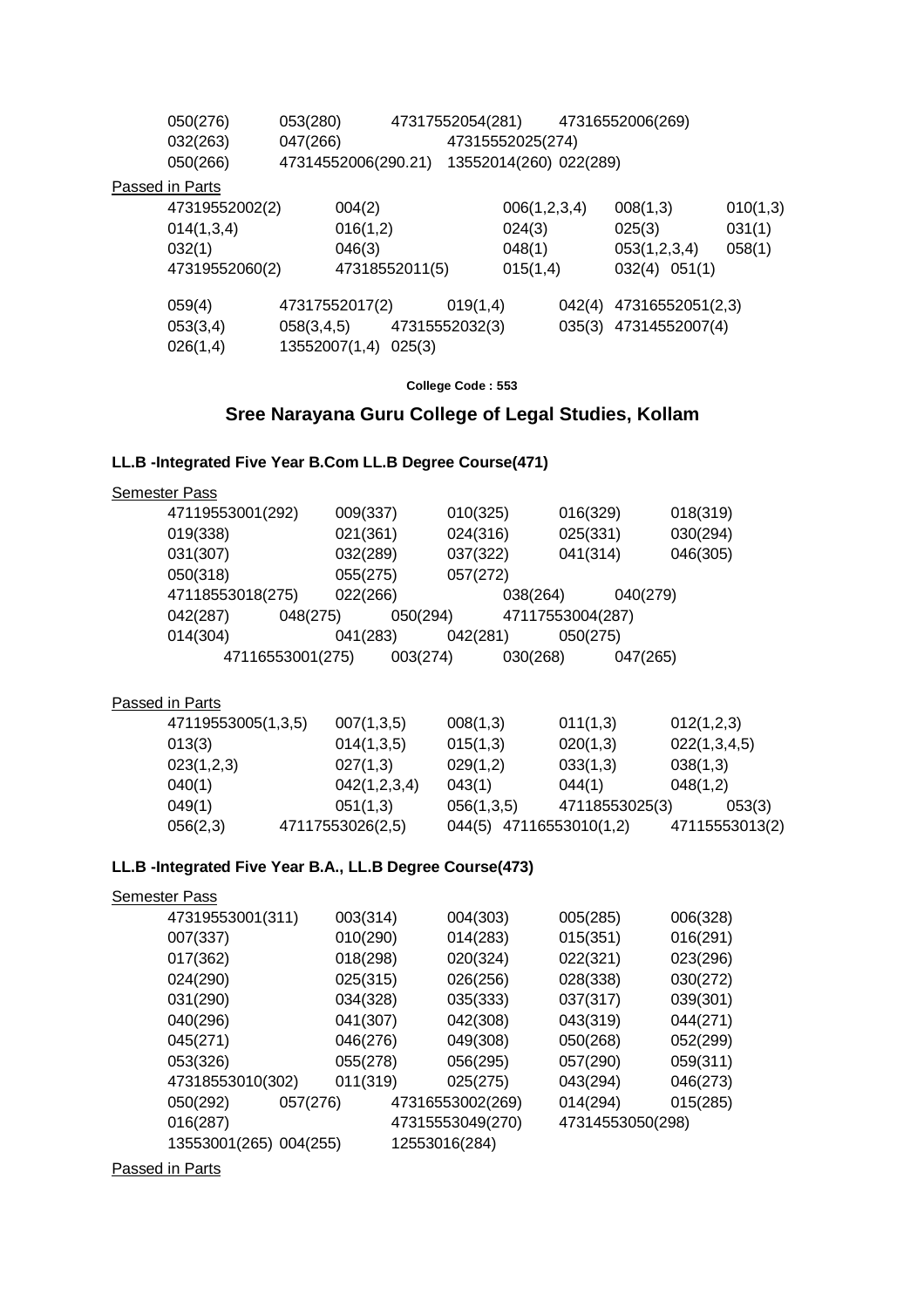050(276)    053(280)    47317552054(281)    47316552006(269)
032(263)    047(266)    47315552025(274)
050(266)    47314552006(290.21)    13552014(260) 022(289)

Passed in Parts

47319552002(2)    004(2)    006(1,2,3,4)    008(1,3)    010(1,3)
014(1,3,4)    016(1,2)    024(3)    025(3)    031(1)
032(1)    046(3)    048(1)    053(1,2,3,4)    058(1)
47319552060(2)    47318552011(5)    015(1,4)    032(4)  051(1)

059(4)    47317552017(2)    019(1,4)    042(4)  47316552051(2,3)
053(3,4)    058(3,4,5)    47315552032(3)    035(3)  47314552007(4)
026(1,4)    13552007(1,4)  025(3)

**College Code : 553**

## Sree Narayana Guru College of Legal Studies, Kollam

### LL.B -Integrated Five Year B.Com LL.B Degree Course(471)

Semester Pass

47119553001(292)    009(337)    010(325)    016(329)    018(319)
019(338)    021(361)    024(316)    025(331)    030(294)
031(307)    032(289)    037(322)    041(314)    046(305)
050(318)    055(275)    057(272)
47118553018(275)    022(266)    038(264)    040(279)
042(287)    048(275)    050(294)    47117553004(287)
014(304)    041(283)    042(281)    050(275)
47116553001(275)    003(274)    030(268)    047(265)

Passed in Parts

47119553005(1,3,5)    007(1,3,5)    008(1,3)    011(1,3)    012(1,2,3)
013(3)    014(1,3,5)    015(1,3)    020(1,3)    022(1,3,4,5)
023(1,2,3)    027(1,3)    029(1,2)    033(1,3)    038(1,3)
040(1)    042(1,2,3,4)    043(1)    044(1)    048(1,2)
049(1)    051(1,3)    056(1,3,5)    47118553025(3)    053(3)
056(2,3)    47117553026(2,5)    044(5)  47116553010(1,2)    47115553013(2)

### LL.B -Integrated Five Year B.A., LL.B Degree Course(473)

Semester Pass

47319553001(311)    003(314)    004(303)    005(285)    006(328)
007(337)    010(290)    014(283)    015(351)    016(291)
017(362)    018(298)    020(324)    022(321)    023(296)
024(290)    025(315)    026(256)    028(338)    030(272)
031(290)    034(328)    035(333)    037(317)    039(301)
040(296)    041(307)    042(308)    043(319)    044(271)
045(271)    046(276)    049(308)    050(268)    052(299)
053(326)    055(278)    056(295)    057(290)    059(311)
47318553010(302)    011(319)    025(275)    043(294)    046(273)
050(292)    057(276)    47316553002(269)    014(294)    015(285)
016(287)    47315553049(270)    47314553050(298)
13553001(265) 004(255)    12553016(284)

Passed in Parts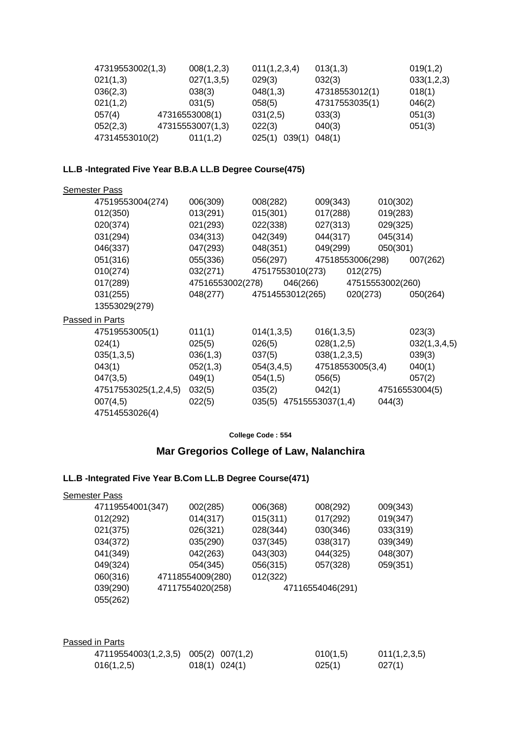47319553002(1,3) 008(1,2,3) 011(1,2,3,4) 013(1,3) 019(1,2)
021(1,3) 027(1,3,5) 029(3) 032(3) 033(1,2,3)
036(2,3) 038(3) 048(1,3) 47318553012(1) 018(1)
021(1,2) 031(5) 058(5) 47317553035(1) 046(2)
057(4) 47316553008(1) 031(2,5) 033(3) 051(3)
052(2,3) 47315553007(1,3) 022(3) 040(3) 051(3)
47314553010(2) 011(1,2) 025(1) 039(1) 048(1)

**LL.B -Integrated Five Year B.B.A LL.B Degree Course(475)**

Semester Pass

47519553004(274) 006(309) 008(282) 009(343) 010(302)
012(350) 013(291) 015(301) 017(288) 019(283)
020(374) 021(293) 022(338) 027(313) 029(325)
031(294) 034(313) 042(349) 044(317) 045(314)
046(337) 047(293) 048(351) 049(299) 050(301)
051(316) 055(336) 056(297) 47518553006(298) 007(262)
010(274) 032(271) 47517553010(273) 012(275)
017(289) 47516553002(278) 046(266) 47515553002(260)
031(255) 048(277) 47514553012(265) 020(273) 050(264)
13553029(279)

Passed in Parts

47519553005(1) 011(1) 014(1,3,5) 016(1,3,5) 023(3)
024(1) 025(5) 026(5) 028(1,2,5) 032(1,3,4,5)
035(1,3,5) 036(1,3) 037(5) 038(1,2,3,5) 039(3)
043(1) 052(1,3) 054(3,4,5) 47518553005(3,4) 040(1)
047(3,5) 049(1) 054(1,5) 056(5) 057(2)
47517553025(1,2,4,5) 032(5) 035(2) 042(1) 47516553004(5)
007(4,5) 022(5) 035(5) 47515553037(1,4) 044(3)
47514553026(4)

**College Code : 554**

## Mar Gregorios College of Law, Nalanchira

**LL.B -Integrated Five Year B.Com LL.B Degree Course(471)**

Semester Pass

47119554001(347) 002(285) 006(368) 008(292) 009(343)
012(292) 014(317) 015(311) 017(292) 019(347)
021(375) 026(321) 028(344) 030(346) 033(319)
034(372) 035(290) 037(345) 038(317) 039(349)
041(349) 042(263) 043(303) 044(325) 048(307)
049(324) 054(345) 056(315) 057(328) 059(351)
060(316) 47118554009(280) 012(322)
039(290) 47117554020(258) 47116554046(291)
055(262)

Passed in Parts

47119554003(1,2,3,5) 005(2) 007(1,2) 010(1,5) 011(1,2,3,5)
016(1,2,5) 018(1) 024(1) 025(1) 027(1)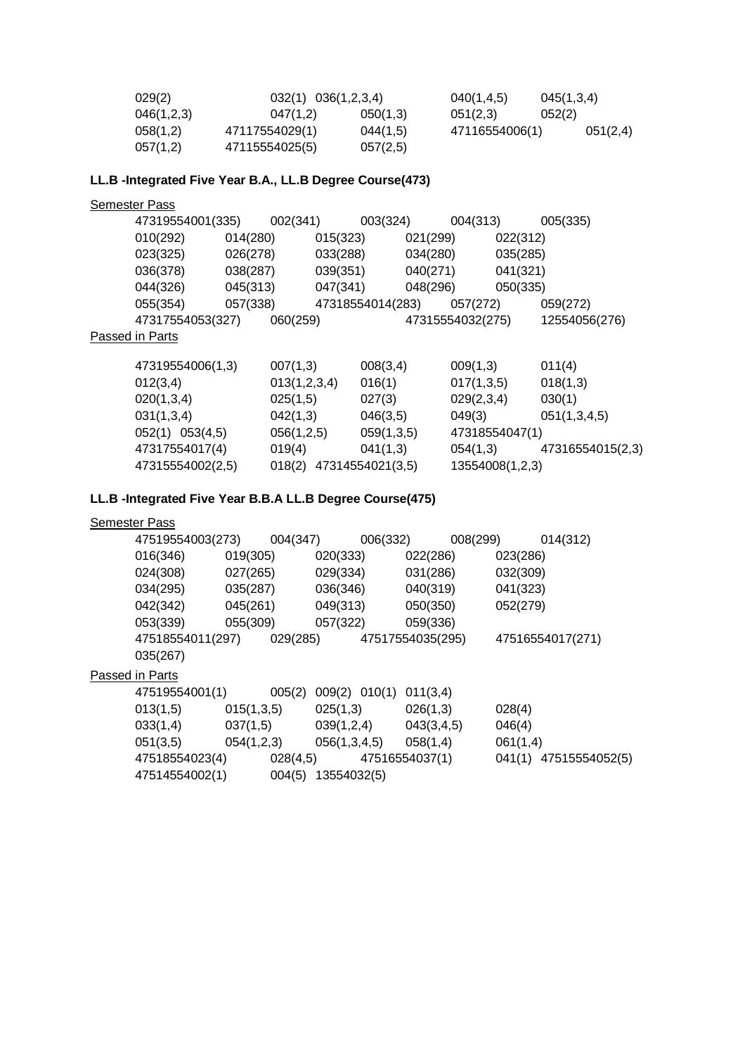029(2)  032(1)  036(1,2,3,4)  040(1,4,5)  045(1,3,4)
046(1,2,3)  047(1,2)  050(1,3)  051(2,3)  052(2)
058(1,2)  47117554029(1)  044(1,5)  47116554006(1)  051(2,4)
057(1,2)  47115554025(5)  057(2,5)

**LL.B -Integrated Five Year B.A., LL.B Degree Course(473)**

Semester Pass

47319554001(335)  002(341)  003(324)  004(313)  005(335)
010(292)  014(280)  015(323)  021(299)  022(312)
023(325)  026(278)  033(288)  034(280)  035(285)
036(378)  038(287)  039(351)  040(271)  041(321)
044(326)  045(313)  047(341)  048(296)  050(335)
055(354)  057(338)  47318554014(283)  057(272)  059(272)
47317554053(327)  060(259)  47315554032(275)  12554056(276)

Passed in Parts

47319554006(1,3)  007(1,3)  008(3,4)  009(1,3)  011(4)
012(3,4)  013(1,2,3,4)  016(1)  017(1,3,5)  018(1,3)
020(1,3,4)  025(1,5)  027(3)  029(2,3,4)  030(1)
031(1,3,4)  042(1,3)  046(3,5)  049(3)  051(1,3,4,5)
052(1)  053(4,5)  056(1,2,5)  059(1,3,5)  47318554047(1)
47317554017(4)  019(4)  041(1,3)  054(1,3)  47316554015(2,3)
47315554002(2,5)  018(2)  47314554021(3,5)  13554008(1,2,3)

**LL.B -Integrated Five Year B.B.A LL.B Degree Course(475)**

Semester Pass

47519554003(273)  004(347)  006(332)  008(299)  014(312)
016(346)  019(305)  020(333)  022(286)  023(286)
024(308)  027(265)  029(334)  031(286)  032(309)
034(295)  035(287)  036(346)  040(319)  041(323)
042(342)  045(261)  049(313)  050(350)  052(279)
053(339)  055(309)  057(322)  059(336)
47518554011(297)  029(285)  47517554035(295)  47516554017(271)
035(267)

Passed in Parts

47519554001(1)  005(2)  009(2)  010(1)  011(3,4)
013(1,5)  015(1,3,5)  025(1,3)  026(1,3)  028(4)
033(1,4)  037(1,5)  039(1,2,4)  043(3,4,5)  046(4)
051(3,5)  054(1,2,3)  056(1,3,4,5)  058(1,4)  061(1,4)
47518554023(4)  028(4,5)  47516554037(1)  041(1)  47515554052(5)
47514554002(1)  004(5)  13554032(5)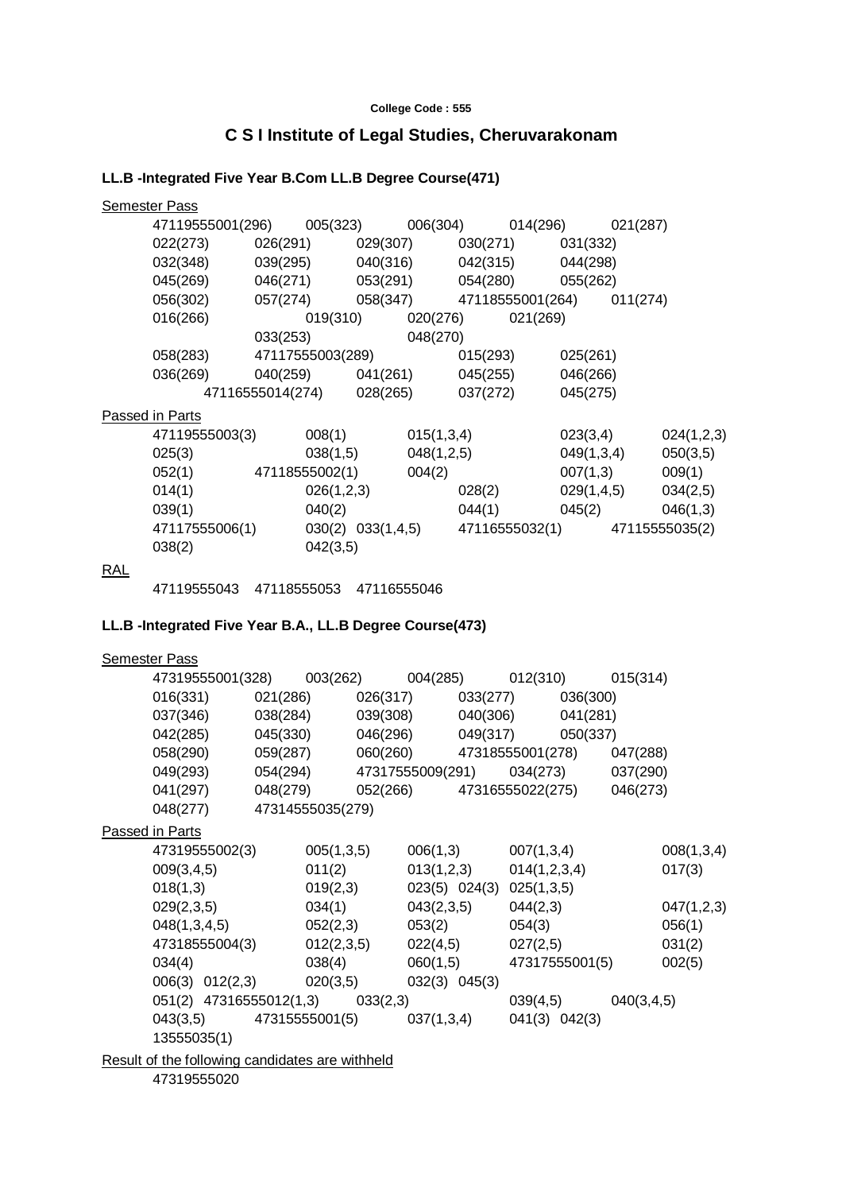**College Code : 555**

## C S I Institute of Legal Studies, Cheruvarakonam

### LL.B -Integrated Five Year B.Com LL.B Degree Course(471)

Semester Pass

47119555001(296) 005(323) 006(304) 014(296) 021(287)
022(273) 026(291) 029(307) 030(271) 031(332)
032(348) 039(295) 040(316) 042(315) 044(298)
045(269) 046(271) 053(291) 054(280) 055(262)
056(302) 057(274) 058(347) 47118555001(264) 011(274)
016(266) 019(310) 020(276) 021(269)
033(253) 048(270)
058(283) 47117555003(289) 015(293) 025(261)
036(269) 040(259) 041(261) 045(255) 046(266)
47116555014(274) 028(265) 037(272) 045(275)

Passed in Parts

47119555003(3) 008(1) 015(1,3,4) 023(3,4) 024(1,2,3)
025(3) 038(1,5) 048(1,2,5) 049(1,3,4) 050(3,5)
052(1) 47118555002(1) 004(2) 007(1,3) 009(1)
014(1) 026(1,2,3) 028(2) 029(1,4,5) 034(2,5)
039(1) 040(2) 044(1) 045(2) 046(1,3)
47117555006(1) 030(2) 033(1,4,5) 47116555032(1) 47115555035(2)
038(2) 042(3,5)

RAL

47119555043 47118555053 47116555046

### LL.B -Integrated Five Year B.A., LL.B Degree Course(473)

Semester Pass

47319555001(328) 003(262) 004(285) 012(310) 015(314)
016(331) 021(286) 026(317) 033(277) 036(300)
037(346) 038(284) 039(308) 040(306) 041(281)
042(285) 045(330) 046(296) 049(317) 050(337)
058(290) 059(287) 060(260) 47318555001(278) 047(288)
049(293) 054(294) 47317555009(291) 034(273) 037(290)
041(297) 048(279) 052(266) 47316555022(275) 046(273)
048(277) 47314555035(279)

Passed in Parts

47319555002(3) 005(1,3,5) 006(1,3) 007(1,3,4) 008(1,3,4)
009(3,4,5) 011(2) 013(1,2,3) 014(1,2,3,4) 017(3)
018(1,3) 019(2,3) 023(5) 024(3) 025(1,3,5)
029(2,3,5) 034(1) 043(2,3,5) 044(2,3) 047(1,2,3)
048(1,3,4,5) 052(2,3) 053(2) 054(3) 056(1)
47318555004(3) 012(2,3,5) 022(4,5) 027(2,5) 031(2)
034(4) 038(4) 060(1,5) 47317555001(5) 002(5)
006(3) 012(2,3) 020(3,5) 032(3) 045(3)
051(2) 47316555012(1,3) 033(2,3) 039(4,5) 040(3,4,5)
043(3,5) 47315555001(5) 037(1,3,4) 041(3) 042(3)
13555035(1)

Result of the following candidates are withheld

47319555020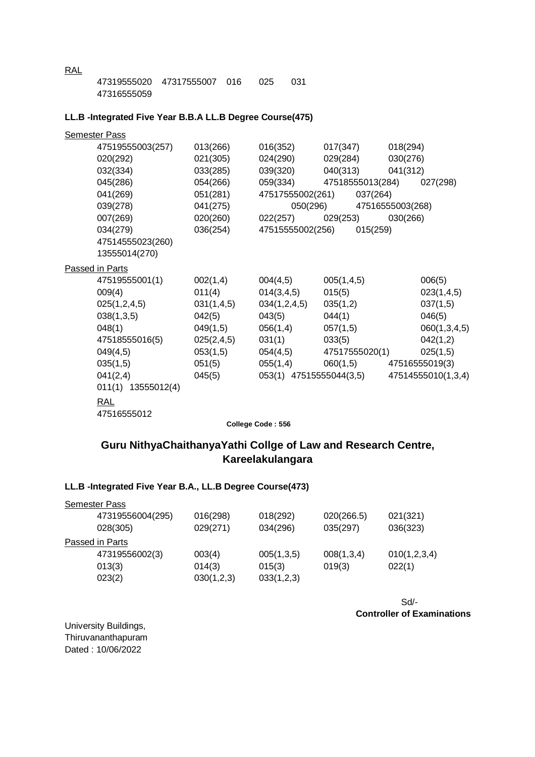RAL

47319555020 47317555007 016 025 031
47316555059

**LL.B -Integrated Five Year B.B.A LL.B Degree Course(475)**

Semester Pass

| | | | | |
|---|---|---|---|---|
| 47519555003(257) | 013(266) | 016(352) | 017(347) | 018(294) |
| 020(292) | 021(305) | 024(290) | 029(284) | 030(276) |
| 032(334) | 033(285) | 039(320) | 040(313) | 041(312) |
| 045(286) | 054(266) | 059(334) | 47518555013(284) | 027(298) |
| 041(269) | 051(281) | 47517555002(261) | 037(264) | |
| 039(278) | 041(275) | 050(296) | 47516555003(268) | |
| 007(269) | 020(260) | 022(257) | 029(253) | 030(266) |
| 034(279) | 036(254) | 47515555002(256) | 015(259) | |
| 47514555023(260) | | | | |
| 13555014(270) | | | | |

Passed in Parts

| | | | | |
|---|---|---|---|---|
| 47519555001(1) | 002(1,4) | 004(4,5) | 005(1,4,5) | 006(5) |
| 009(4) | 011(4) | 014(3,4,5) | 015(5) | 023(1,4,5) |
| 025(1,2,4,5) | 031(1,4,5) | 034(1,2,4,5) | 035(1,2) | 037(1,5) |
| 038(1,3,5) | 042(5) | 043(5) | 044(1) | 046(5) |
| 048(1) | 049(1,5) | 056(1,4) | 057(1,5) | 060(1,3,4,5) |
| 47518555016(5) | 025(2,4,5) | 031(1) | 033(5) | 042(1,2) |
| 049(4,5) | 053(1,5) | 054(4,5) | 47517555020(1) | 025(1,5) |
| 035(1,5) | 051(5) | 055(1,4) | 060(1,5) | 47516555019(3) |
| 041(2,4) | 045(5) | 053(1) | 47515555044(3,5) | 47514555010(1,3,4) |
| 011(1) | 13555012(4) | | | |

RAL

47516555012

**College Code : 556**

## Guru NithyaChaithanyaYathi Collge of Law and Research Centre, Kareelakulangara

**LL.B -Integrated Five Year B.A., LL.B Degree Course(473)**

Semester Pass

| | | | | |
|---|---|---|---|---|
| 47319556004(295) | 016(298) | 018(292) | 020(266.5) | 021(321) |
| 028(305) | 029(271) | 034(296) | 035(297) | 036(323) |

Passed in Parts

| | | | | |
|---|---|---|---|---|
| 47319556002(3) | 003(4) | 005(1,3,5) | 008(1,3,4) | 010(1,2,3,4) |
| 013(3) | 014(3) | 015(3) | 019(3) | 022(1) |
| 023(2) | 030(1,2,3) | 033(1,2,3) | | |

Sd/-

**Controller of Examinations**

University Buildings,
Thiruvananthapuram
Dated : 10/06/2022